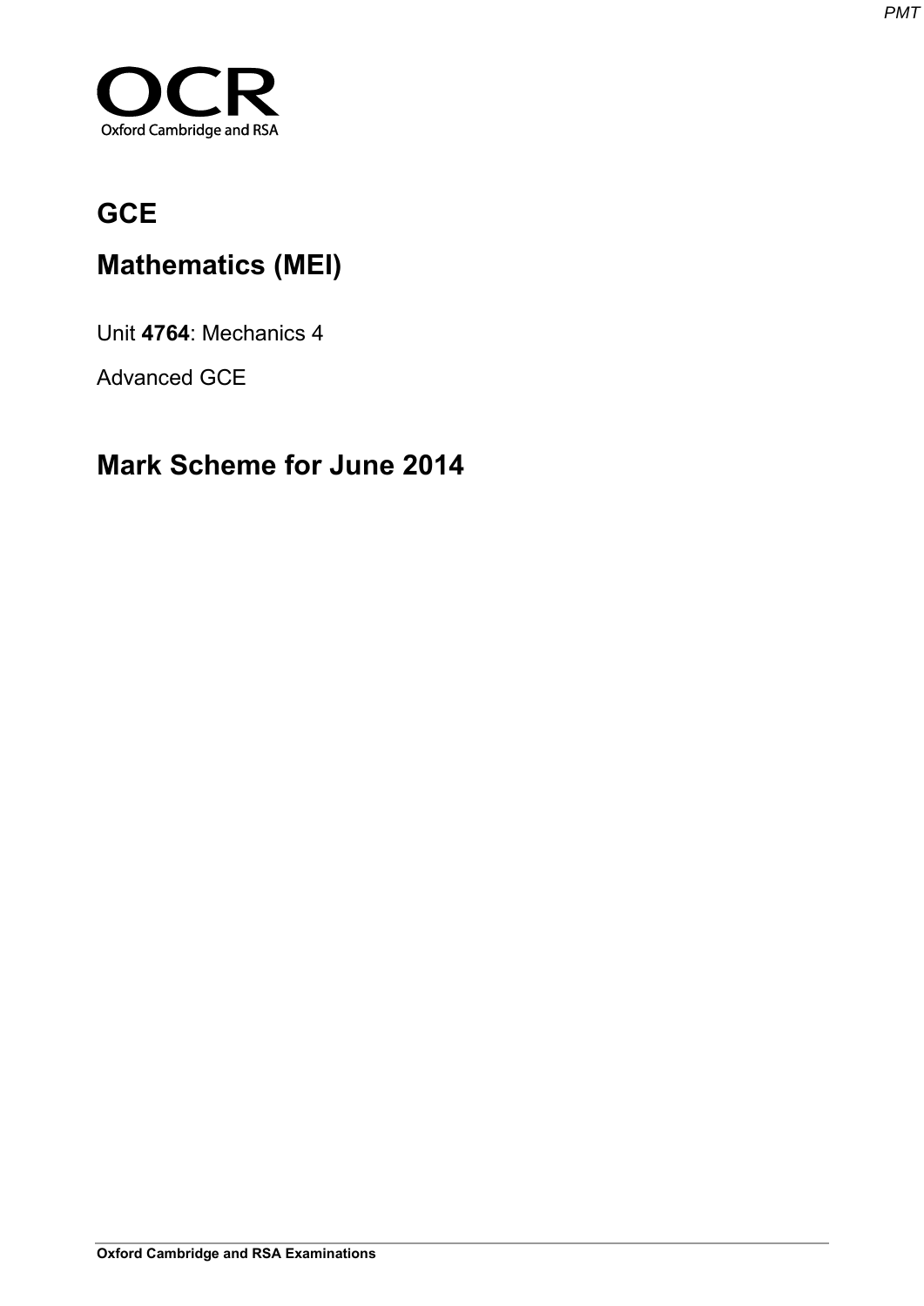# OCR

Oxford Cambridge and RSA

# GCE

# Mathematics (MEI)

Unit **4764**: Mechanics 4

Advanced GCE

## Mark Scheme for June 2014

**Oxford Cambridge and RSA Examinations**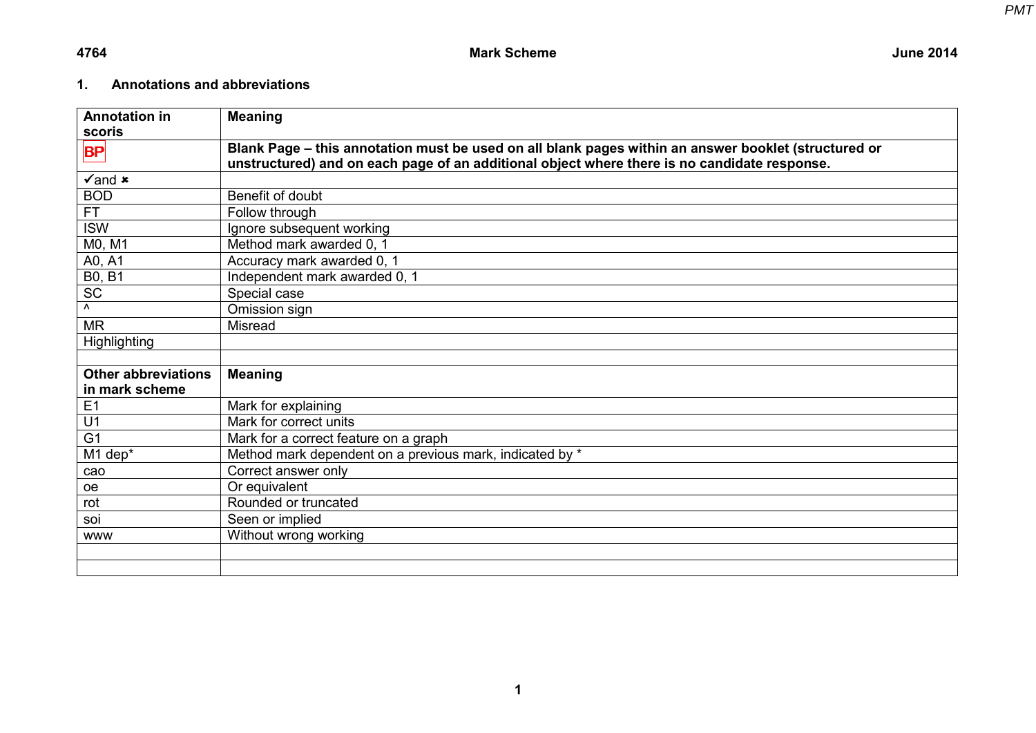## 1. Annotations and abbreviations

| Annotation in scoris | Meaning |
|---|---|
| BP | **Blank Page – this annotation must be used on all blank pages within an answer booklet (structured or unstructured) and on each page of an additional object where there is no candidate response.** |
| ✓and ✗ | |
| BOD | Benefit of doubt |
| FT | Follow through |
| ISW | Ignore subsequent working |
| M0, M1 | Method mark awarded 0, 1 |
| A0, A1 | Accuracy mark awarded 0, 1 |
| B0, B1 | Independent mark awarded 0, 1 |
| SC | Special case |
| ^ | Omission sign |
| MR | Misread |
| Highlighting | |
| | |
| **Other abbreviations in mark scheme** | **Meaning** |
| E1 | Mark for explaining |
| U1 | Mark for correct units |
| G1 | Mark for a correct feature on a graph |
| M1 dep* | Method mark dependent on a previous mark, indicated by * |
| cao | Correct answer only |
| oe | Or equivalent |
| rot | Rounded or truncated |
| soi | Seen or implied |
| www | Without wrong working |
| | |
| | |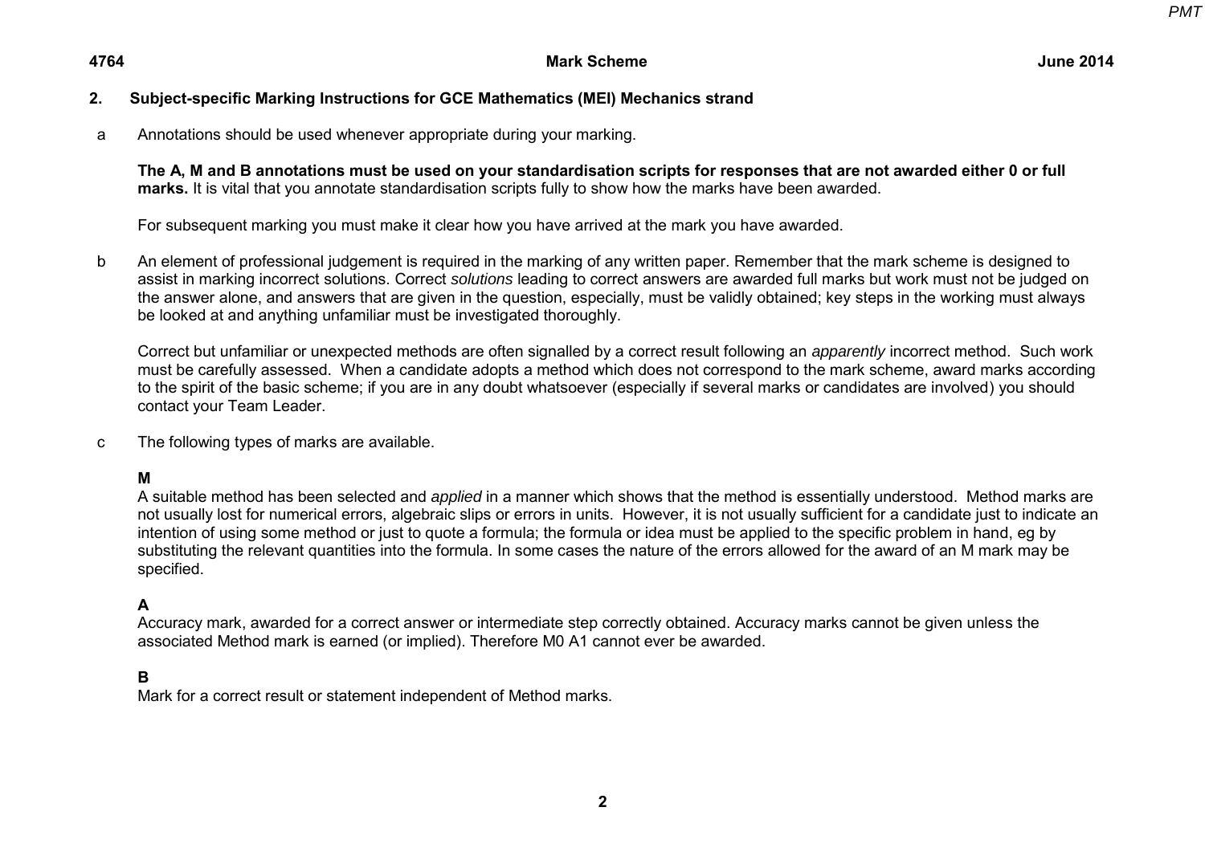## 2. Subject-specific Marking Instructions for GCE Mathematics (MEI) Mechanics strand

a Annotations should be used whenever appropriate during your marking.

**The A, M and B annotations must be used on your standardisation scripts for responses that are not awarded either 0 or full marks.** It is vital that you annotate standardisation scripts fully to show how the marks have been awarded.

For subsequent marking you must make it clear how you have arrived at the mark you have awarded.

b An element of professional judgement is required in the marking of any written paper. Remember that the mark scheme is designed to assist in marking incorrect solutions. Correct *solutions* leading to correct answers are awarded full marks but work must not be judged on the answer alone, and answers that are given in the question, especially, must be validly obtained; key steps in the working must always be looked at and anything unfamiliar must be investigated thoroughly.

Correct but unfamiliar or unexpected methods are often signalled by a correct result following an *apparently* incorrect method. Such work must be carefully assessed. When a candidate adopts a method which does not correspond to the mark scheme, award marks according to the spirit of the basic scheme; if you are in any doubt whatsoever (especially if several marks or candidates are involved) you should contact your Team Leader.

c The following types of marks are available.

**M**
A suitable method has been selected and *applied* in a manner which shows that the method is essentially understood. Method marks are not usually lost for numerical errors, algebraic slips or errors in units. However, it is not usually sufficient for a candidate just to indicate an intention of using some method or just to quote a formula; the formula or idea must be applied to the specific problem in hand, eg by substituting the relevant quantities into the formula. In some cases the nature of the errors allowed for the award of an M mark may be specified.

**A**
Accuracy mark, awarded for a correct answer or intermediate step correctly obtained. Accuracy marks cannot be given unless the associated Method mark is earned (or implied). Therefore M0 A1 cannot ever be awarded.

**B**
Mark for a correct result or statement independent of Method marks.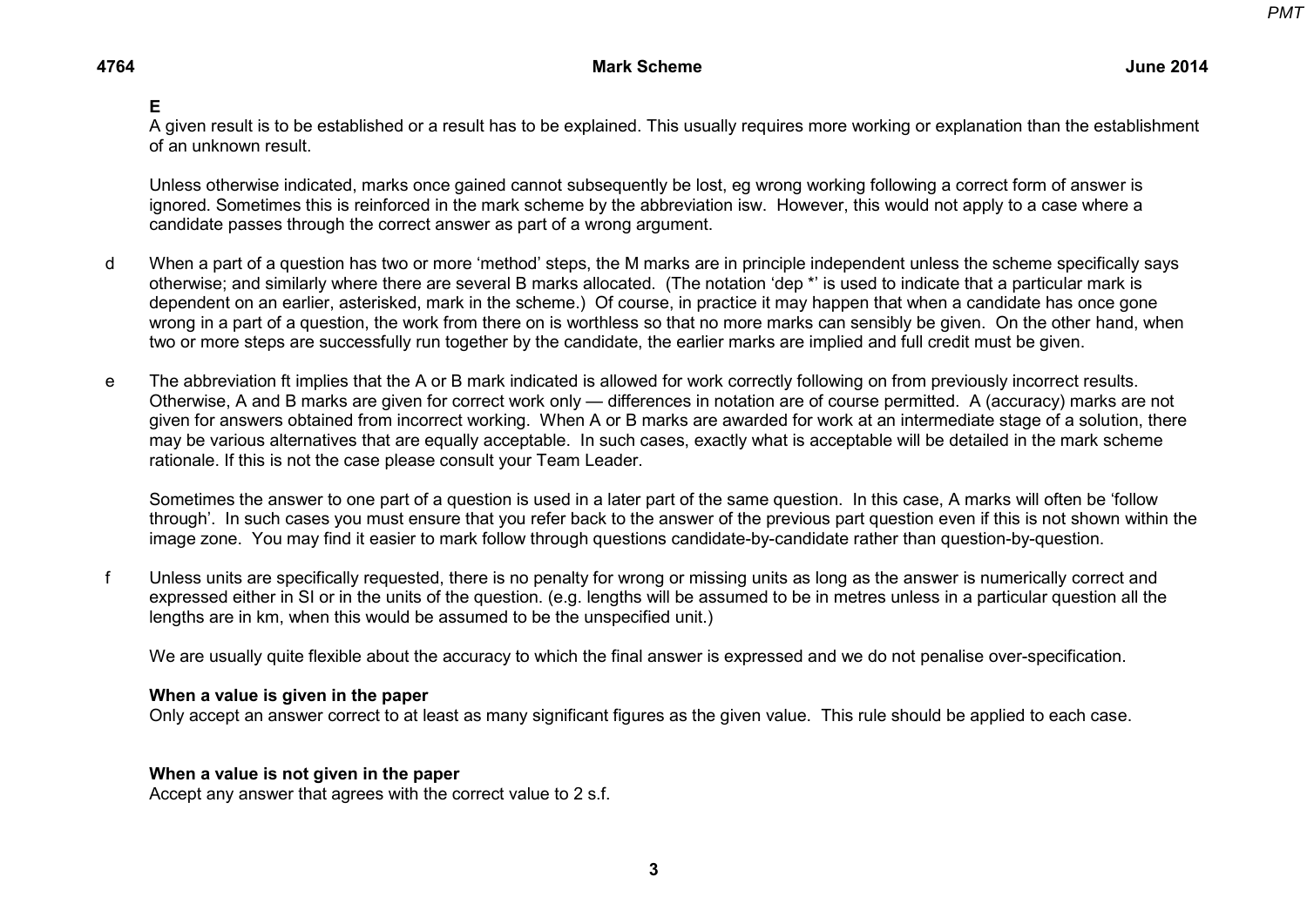**E**

A given result is to be established or a result has to be explained. This usually requires more working or explanation than the establishment of an unknown result.

Unless otherwise indicated, marks once gained cannot subsequently be lost, eg wrong working following a correct form of answer is ignored. Sometimes this is reinforced in the mark scheme by the abbreviation isw. However, this would not apply to a case where a candidate passes through the correct answer as part of a wrong argument.

d When a part of a question has two or more 'method' steps, the M marks are in principle independent unless the scheme specifically says otherwise; and similarly where there are several B marks allocated. (The notation 'dep *' is used to indicate that a particular mark is dependent on an earlier, asterisked, mark in the scheme.) Of course, in practice it may happen that when a candidate has once gone wrong in a part of a question, the work from there on is worthless so that no more marks can sensibly be given. On the other hand, when two or more steps are successfully run together by the candidate, the earlier marks are implied and full credit must be given.

e The abbreviation ft implies that the A or B mark indicated is allowed for work correctly following on from previously incorrect results. Otherwise, A and B marks are given for correct work only — differences in notation are of course permitted. A (accuracy) marks are not given for answers obtained from incorrect working. When A or B marks are awarded for work at an intermediate stage of a solution, there may be various alternatives that are equally acceptable. In such cases, exactly what is acceptable will be detailed in the mark scheme rationale. If this is not the case please consult your Team Leader.

Sometimes the answer to one part of a question is used in a later part of the same question. In this case, A marks will often be 'follow through'. In such cases you must ensure that you refer back to the answer of the previous part question even if this is not shown within the image zone. You may find it easier to mark follow through questions candidate-by-candidate rather than question-by-question.

f Unless units are specifically requested, there is no penalty for wrong or missing units as long as the answer is numerically correct and expressed either in SI or in the units of the question. (e.g. lengths will be assumed to be in metres unless in a particular question all the lengths are in km, when this would be assumed to be the unspecified unit.)

We are usually quite flexible about the accuracy to which the final answer is expressed and we do not penalise over-specification.

**When a value is given in the paper**
Only accept an answer correct to at least as many significant figures as the given value. This rule should be applied to each case.

**When a value is not given in the paper**
Accept any answer that agrees with the correct value to 2 s.f.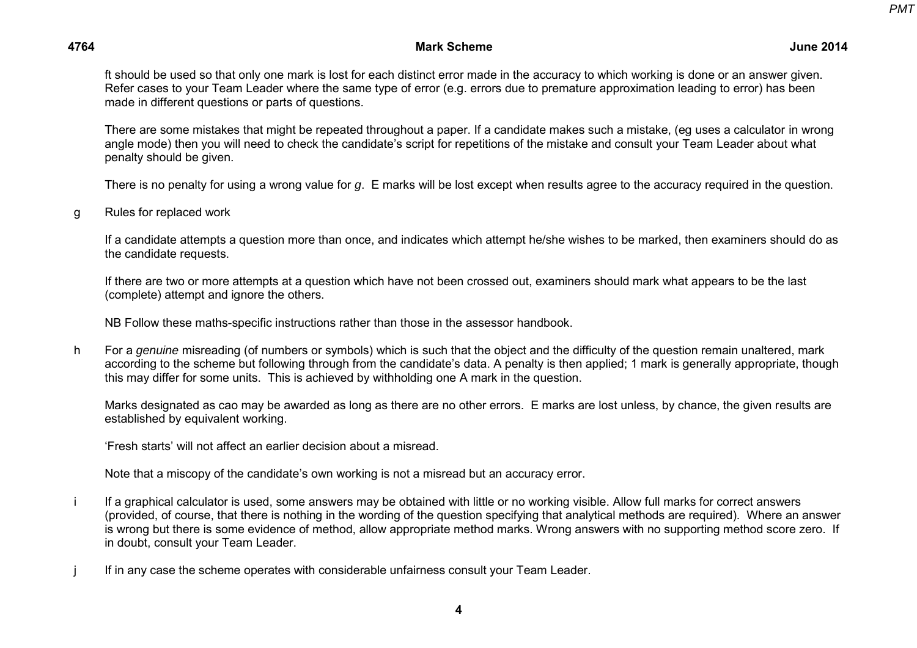ft should be used so that only one mark is lost for each distinct error made in the accuracy to which working is done or an answer given. Refer cases to your Team Leader where the same type of error (e.g. errors due to premature approximation leading to error) has been made in different questions or parts of questions.

There are some mistakes that might be repeated throughout a paper. If a candidate makes such a mistake, (eg uses a calculator in wrong angle mode) then you will need to check the candidate's script for repetitions of the mistake and consult your Team Leader about what penalty should be given.

There is no penalty for using a wrong value for *g*. E marks will be lost except when results agree to the accuracy required in the question.

g Rules for replaced work

If a candidate attempts a question more than once, and indicates which attempt he/she wishes to be marked, then examiners should do as the candidate requests.

If there are two or more attempts at a question which have not been crossed out, examiners should mark what appears to be the last (complete) attempt and ignore the others.

NB Follow these maths-specific instructions rather than those in the assessor handbook.

h For a *genuine* misreading (of numbers or symbols) which is such that the object and the difficulty of the question remain unaltered, mark according to the scheme but following through from the candidate's data. A penalty is then applied; 1 mark is generally appropriate, though this may differ for some units. This is achieved by withholding one A mark in the question.

Marks designated as cao may be awarded as long as there are no other errors. E marks are lost unless, by chance, the given results are established by equivalent working.

'Fresh starts' will not affect an earlier decision about a misread.

Note that a miscopy of the candidate's own working is not a misread but an accuracy error.

i If a graphical calculator is used, some answers may be obtained with little or no working visible. Allow full marks for correct answers (provided, of course, that there is nothing in the wording of the question specifying that analytical methods are required). Where an answer is wrong but there is some evidence of method, allow appropriate method marks. Wrong answers with no supporting method score zero. If in doubt, consult your Team Leader.

j If in any case the scheme operates with considerable unfairness consult your Team Leader.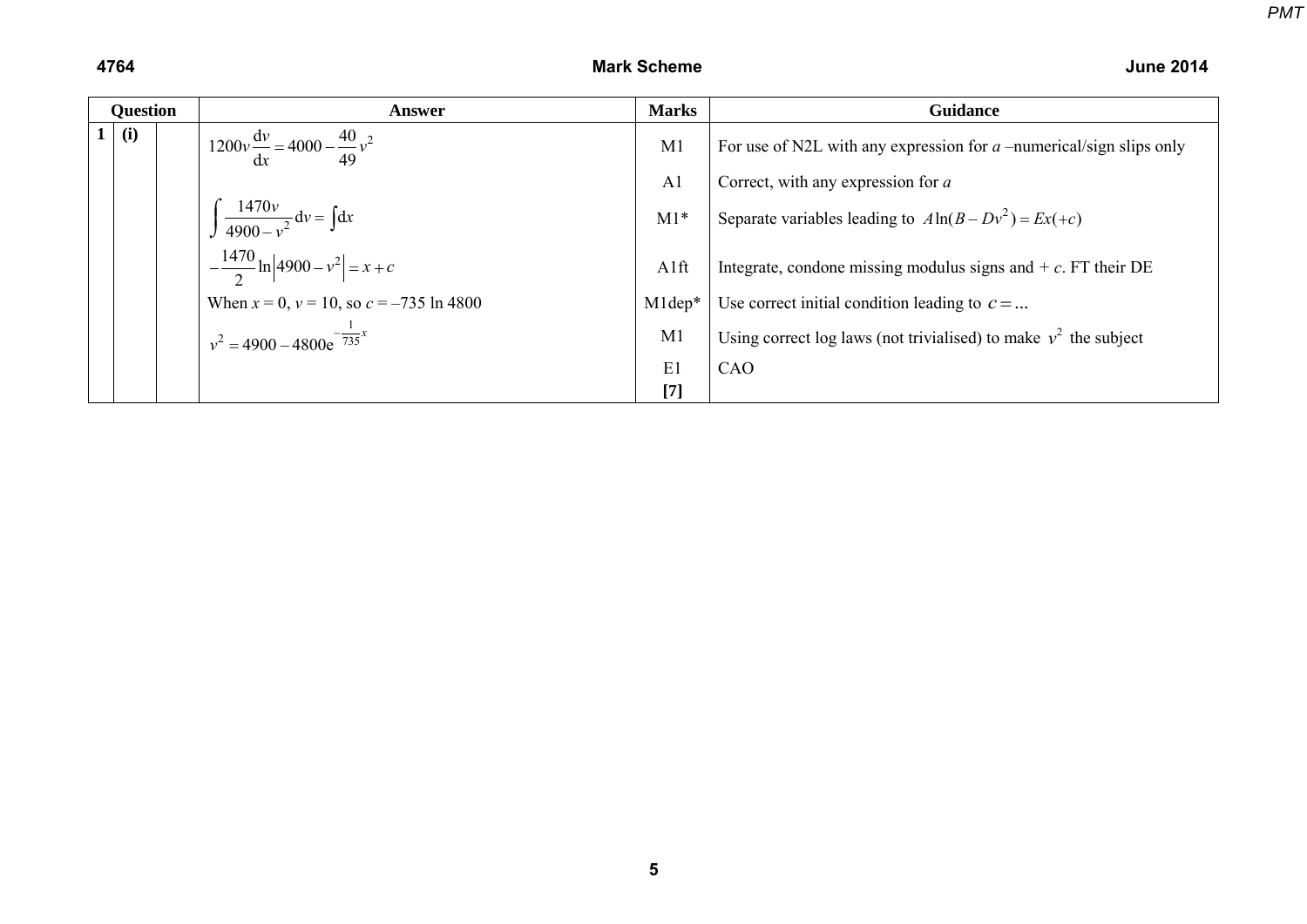| Question | | | Answer | Marks | Guidance |
|---|---|---|---|---|---|
| 1 | (i) | | $1200v\dfrac{\mathrm{d}v}{\mathrm{d}x} = 4000 - \dfrac{40}{49}v^2$ | M1 | For use of N2L with any expression for $a$ –numerical/sign slips only |
| | | | | A1 | Correct, with any expression for $a$ |
| | | | $\displaystyle\int \frac{1470v}{4900 - v^2}\,\mathrm{d}v = \int \mathrm{d}x$ | M1* | Separate variables leading to $A\ln(B - Dv^2) = Ex(+c)$ |
| | | | $-\dfrac{1470}{2}\ln\left\|4900 - v^2\right\| = x + c$ | A1ft | Integrate, condone missing modulus signs and + $c$. FT their DE |
| | | | When $x = 0$, $v = 10$, so $c = -735 \ln 4800$ | M1dep* | Use correct initial condition leading to $c = \ldots$ |
| | | | $v^2 = 4900 - 4800\mathrm{e}^{-\frac{1}{735}x}$ | M1 | Using correct log laws (not trivialised) to make $v^2$ the subject |
| | | | | E1 **[7]** | CAO |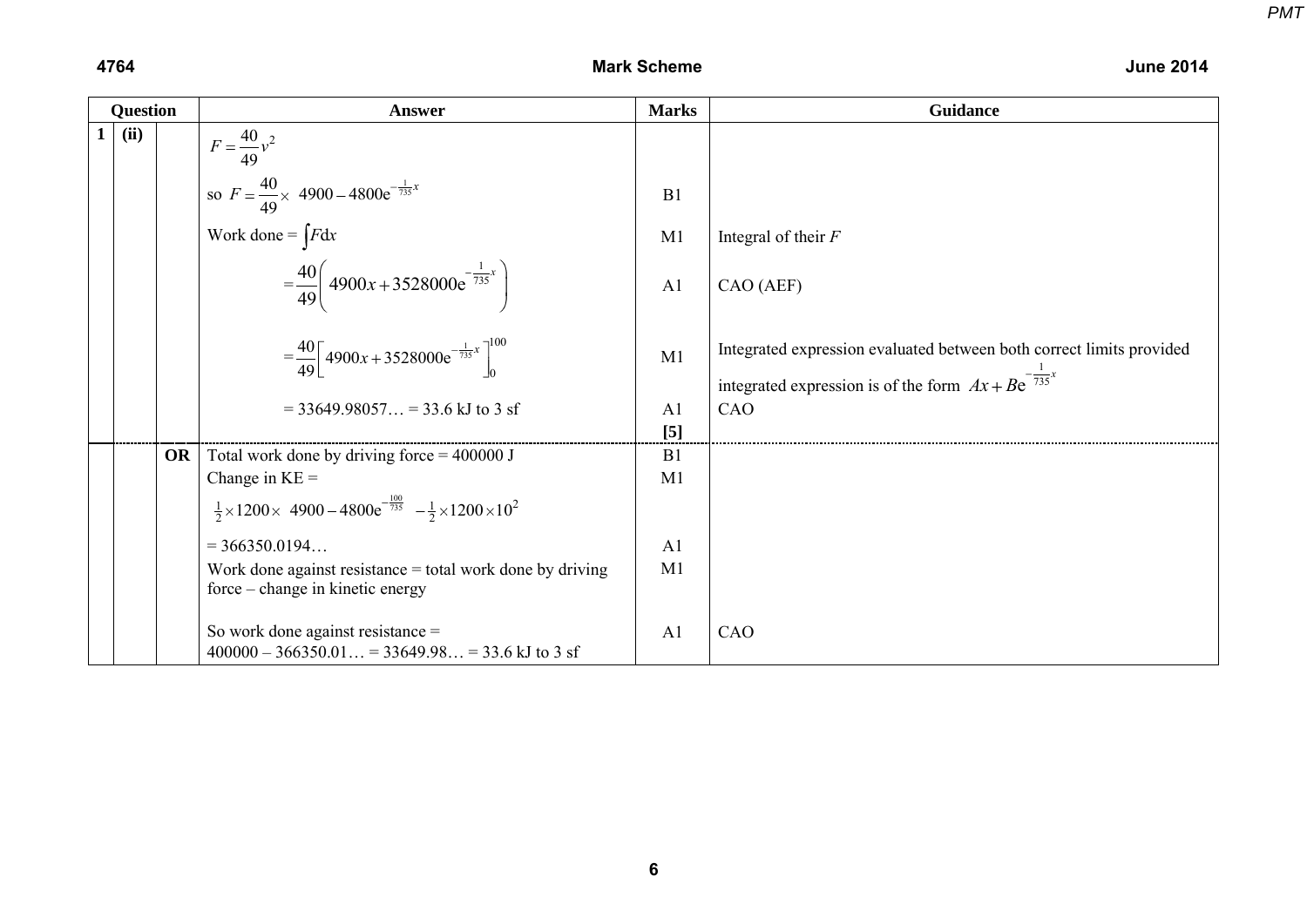**4764** **Mark Scheme** **June 2014**

| Question | | | Answer | Marks | Guidance |
|---|---|---|---|---|---|
| 1 | (ii) | | $F = \frac{40}{49}v^2$ | | |
| | | | so $F = \frac{40}{49} \times \left(4900 - 4800e^{-\frac{1}{735}x}\right)$ | B1 | |
| | | | Work done = $\int F \mathrm{d}x$ | M1 | Integral of their $F$ |
| | | | $= \frac{40}{49}\left(4900x + 3528000e^{-\frac{1}{735}x}\right)$ | A1 | CAO (AEF) |
| | | | $= \frac{40}{49}\left[4900x + 3528000e^{-\frac{1}{735}x}\right]_0^{100}$ | M1 | Integrated expression evaluated between both correct limits provided integrated expression is of the form $Ax + Be^{-\frac{1}{735}x}$ |
| | | | = 33649.98057… = 33.6 kJ to 3 sf | A1 | CAO |
| | | | | **[5]** | |
| | | **OR** | Total work done by driving force = 400000 J | B1 | |
| | | | Change in KE = $\frac{1}{2} \times 1200 \times \left(4900 - 4800e^{-\frac{100}{735}}\right) - \frac{1}{2} \times 1200 \times 10^2$ | M1 | |
| | | | = 366350.0194… | A1 | |
| | | | Work done against resistance = total work done by driving force – change in kinetic energy | M1 | |
| | | | So work done against resistance = 400000 – 366350.01… = 33649.98… = 33.6 kJ to 3 sf | A1 | CAO |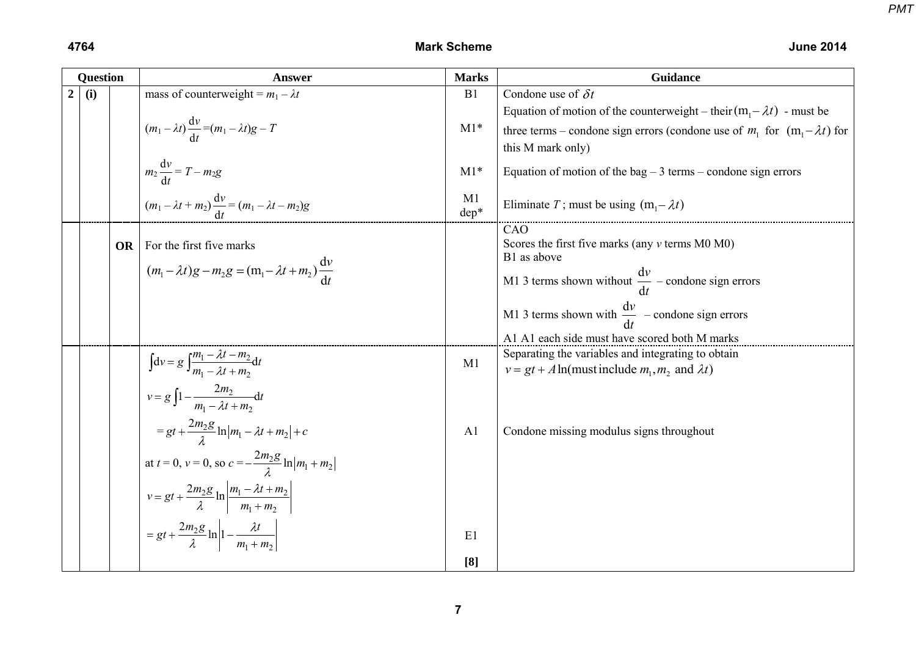| Question | | | Answer | Marks | Guidance |
|---|---|---|---|---|---|
| 2 | (i) | | mass of counterweight = $m_1 - \lambda t$ | B1 | Condone use of $\delta t$ |
| | | | $(m_1 - \lambda t)\dfrac{\mathrm{d}v}{\mathrm{d}t} = (m_1 - \lambda t)g - T$ | M1* | Equation of motion of the counterweight – their $(m_1 - \lambda t)$ - must be three terms – condone sign errors (condone use of $m_1$ for $(m_1 - \lambda t)$ for this M mark only) |
| | | | $m_2\dfrac{\mathrm{d}v}{\mathrm{d}t} = T - m_2 g$ | M1* | Equation of motion of the bag – 3 terms – condone sign errors |
| | | | $(m_1 - \lambda t + m_2)\dfrac{\mathrm{d}v}{\mathrm{d}t} = (m_1 - \lambda t - m_2)g$ | M1 dep* | Eliminate $T$ ; must be using $(m_1 - \lambda t)$ |
| | | **OR** | For the first five marks $(m_1 - \lambda t)g - m_2 g = (m_1 - \lambda t + m_2)\dfrac{\mathrm{d}v}{\mathrm{d}t}$ | | CAO Scores the first five marks (any $v$ terms M0 M0) B1 as above M1 3 terms shown without $\dfrac{\mathrm{d}v}{\mathrm{d}t}$ – condone sign errors M1 3 terms shown with $\dfrac{\mathrm{d}v}{\mathrm{d}t}$ – condone sign errors A1 A1 each side must have scored both M marks |
| | | | $\int \mathrm{d}v = g\int \dfrac{m_1 - \lambda t - m_2}{m_1 - \lambda t + m_2}\mathrm{d}t$ | M1 | Separating the variables and integrating to obtain $v = gt + A\ln(\text{must include } m_1, m_2 \text{ and } \lambda t)$ |
| | | | $v = g\int 1 - \dfrac{2m_2}{m_1 - \lambda t + m_2}\mathrm{d}t$ | | |
| | | | $= gt + \dfrac{2m_2 g}{\lambda}\ln\lvert m_1 - \lambda t + m_2\rvert + c$ | A1 | Condone missing modulus signs throughout |
| | | | at $t = 0$, $v = 0$, so $c = -\dfrac{2m_2 g}{\lambda}\ln\lvert m_1 + m_2\rvert$ | | |
| | | | $v = gt + \dfrac{2m_2 g}{\lambda}\ln\left\lvert\dfrac{m_1 - \lambda t + m_2}{m_1 + m_2}\right\rvert$ | | |
| | | | $= gt + \dfrac{2m_2 g}{\lambda}\ln\left\lvert 1 - \dfrac{\lambda t}{m_1 + m_2}\right\rvert$ | E1 | |
| | | | | **[8]** | |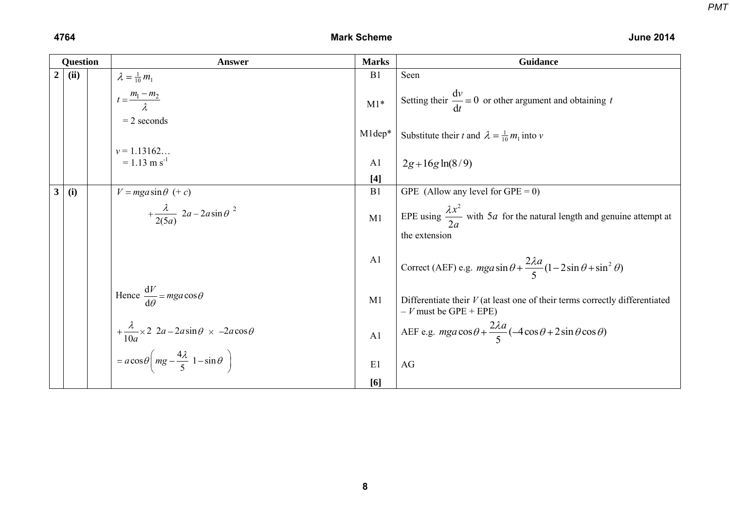| Question | | | Answer | Marks | Guidance |
|---|---|---|---|---|---|
| 2 | (ii) | | $\lambda = \frac{1}{10} m_1$ | B1 | Seen |
| | | | $t = \dfrac{m_1 - m_2}{\lambda}$ | M1* | Setting their $\dfrac{\mathrm{d}v}{\mathrm{d}t} = 0$ or other argument and obtaining $t$ |
| | | | $= 2$ seconds | M1dep* | Substitute their $t$ and $\lambda = \frac{1}{10} m_1$ into $v$ |
| | | | $v = 1.13162\ldots$ <br> $= 1.13 \text{ m s}^{-1}$ | A1 | $2g + 16g\ln(8/9)$ |
| | | | | **[4]** | |
| 3 | (i) | | $V = mga\sin\theta \ (+\, c)$ | B1 | GPE (Allow any level for GPE = 0) |
| | | | $+\dfrac{\lambda}{2(5a)}\left(2a - 2a\sin\theta\right)^2$ | M1 | EPE using $\dfrac{\lambda x^2}{2a}$ with $5a$ for the natural length and genuine attempt at the extension |
| | | | | A1 | Correct (AEF) e.g. $mga\sin\theta + \dfrac{2\lambda a}{5}(1 - 2\sin\theta + \sin^2\theta)$ |
| | | | Hence $\dfrac{\mathrm{d}V}{\mathrm{d}\theta} = mga\cos\theta$ | M1 | Differentiate their $V$ (at least one of their terms correctly differentiated – $V$ must be GPE + EPE) |
| | | | $+\dfrac{\lambda}{10a} \times 2\left(2a - 2a\sin\theta\right) \times \left(-2a\cos\theta\right)$ | A1 | AEF e.g. $mga\cos\theta + \dfrac{2\lambda a}{5}(-4\cos\theta + 2\sin\theta\cos\theta)$ |
| | | | $= a\cos\theta\left(mg - \dfrac{4\lambda}{5}\left(1 - \sin\theta\right)\right)$ | E1 | AG |
| | | | | **[6]** | |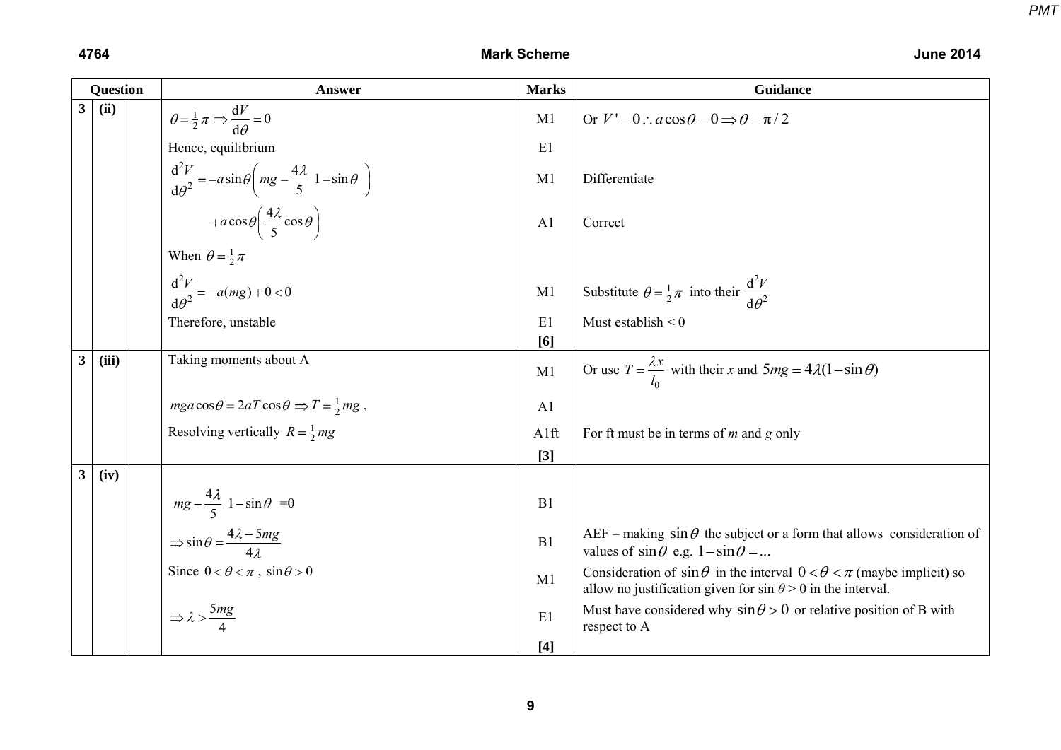| Question | | | Answer | Marks | Guidance |
|---|---|---|---|---|---|
| 3 | (ii) | | $\theta = \frac{1}{2}\pi \Rightarrow \frac{\mathrm{d}V}{\mathrm{d}\theta} = 0$ | M1 | Or $V' = 0 \therefore a\cos\theta = 0 \Rightarrow \theta = \pi/2$ |
| | | | Hence, equilibrium | E1 | |
| | | | $\frac{\mathrm{d}^2V}{\mathrm{d}\theta^2} = -a\sin\theta\left(mg - \frac{4\lambda}{5}(1-\sin\theta)\right)$ | M1 | Differentiate |
| | | | $+a\cos\theta\left(\frac{4\lambda}{5}\cos\theta\right)$ | A1 | Correct |
| | | | When $\theta = \frac{1}{2}\pi$ | | |
| | | | $\frac{\mathrm{d}^2V}{\mathrm{d}\theta^2} = -a(mg) + 0 < 0$ | M1 | Substitute $\theta = \frac{1}{2}\pi$ into their $\frac{\mathrm{d}^2V}{\mathrm{d}\theta^2}$ |
| | | | Therefore, unstable | E1 | Must establish < 0 |
| | | | | [6] | |
| 3 | (iii) | | Taking moments about A | M1 | Or use $T = \frac{\lambda x}{l_0}$ with their *x* and $5mg = 4\lambda(1-\sin\theta)$ |
| | | | $mga\cos\theta = 2aT\cos\theta \Rightarrow T = \frac{1}{2}mg$ , | A1 | |
| | | | Resolving vertically $R = \frac{1}{2}mg$ | A1ft | For ft must be in terms of *m* and *g* only |
| | | | | [3] | |
| 3 | (iv) | | | | |
| | | | $mg - \frac{4\lambda}{5}(1-\sin\theta) = 0$ | B1 | |
| | | | $\Rightarrow \sin\theta = \frac{4\lambda - 5mg}{4\lambda}$ | B1 | AEF – making $\sin\theta$ the subject or a form that allows consideration of values of $\sin\theta$ e.g. $1-\sin\theta = ...$ |
| | | | Since $0 < \theta < \pi$ , $\sin\theta > 0$ | M1 | Consideration of $\sin\theta$ in the interval $0 < \theta < \pi$ (maybe implicit) so allow no justification given for $\sin\theta > 0$ in the interval. |
| | | | $\Rightarrow \lambda > \frac{5mg}{4}$ | E1 | Must have considered why $\sin\theta > 0$ or relative position of B with respect to A |
| | | | | [4] | |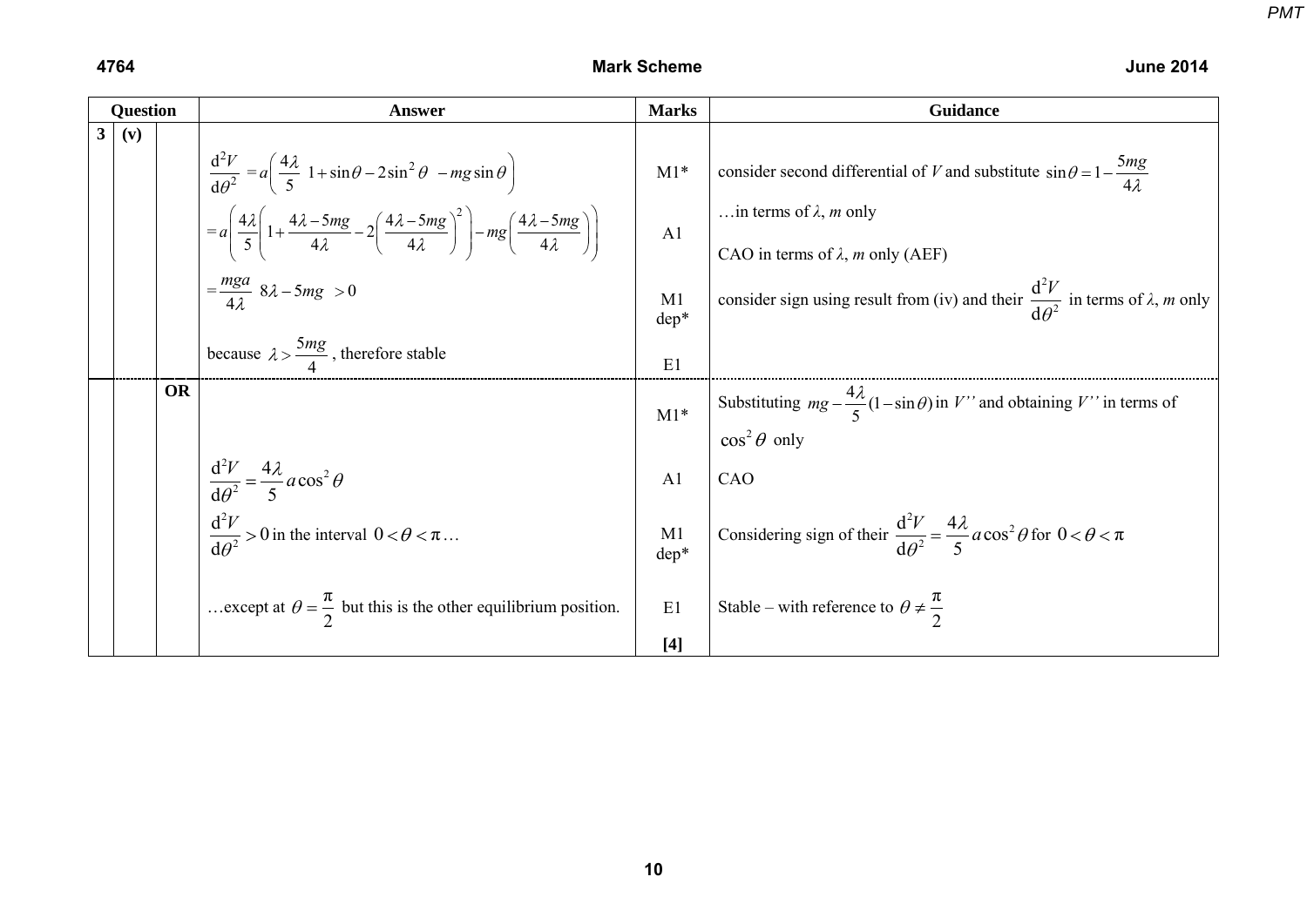| Question | | | Answer | Marks | Guidance |
|---|---|---|---|---|---|
| 3 | (v) | | $\dfrac{\mathrm{d}^2V}{\mathrm{d}\theta^2} = a\left(\dfrac{4\lambda}{5}\left(1+\sin\theta-2\sin^2\theta\right) - mg\sin\theta\right)$ | M1* | consider second differential of $V$ and substitute $\sin\theta = 1 - \dfrac{5mg}{4\lambda}$ |
| | | | $= a\left(\dfrac{4\lambda}{5}\left(1+\dfrac{4\lambda-5mg}{4\lambda} - 2\left(\dfrac{4\lambda-5mg}{4\lambda}\right)^2\right) - mg\left(\dfrac{4\lambda-5mg}{4\lambda}\right)\right)$ | A1 | …in terms of $\lambda$, $m$ only<br>CAO in terms of $\lambda$, $m$ only (AEF) |
| | | | $= \dfrac{mga}{4\lambda}\left(8\lambda - 5mg\right) > 0$ | M1 dep* | consider sign using result from (iv) and their $\dfrac{\mathrm{d}^2V}{\mathrm{d}\theta^2}$ in terms of $\lambda$, $m$ only |
| | | | because $\lambda > \dfrac{5mg}{4}$, therefore stable | E1 | |
| | | OR | | M1* | Substituting $mg - \dfrac{4\lambda}{5}(1-\sin\theta)$ in $V''$ and obtaining $V''$ in terms of $\cos^2\theta$ only |
| | | | $\dfrac{\mathrm{d}^2V}{\mathrm{d}\theta^2} = \dfrac{4\lambda}{5}a\cos^2\theta$ | A1 | CAO |
| | | | $\dfrac{\mathrm{d}^2V}{\mathrm{d}\theta^2} > 0$ in the interval $0 < \theta < \pi$… | M1 dep* | Considering sign of their $\dfrac{\mathrm{d}^2V}{\mathrm{d}\theta^2} = \dfrac{4\lambda}{5}a\cos^2\theta$ for $0 < \theta < \pi$ |
| | | | …except at $\theta = \dfrac{\pi}{2}$ but this is the other equilibrium position. | E1 | Stable – with reference to $\theta \neq \dfrac{\pi}{2}$ |
| | | | | [4] | |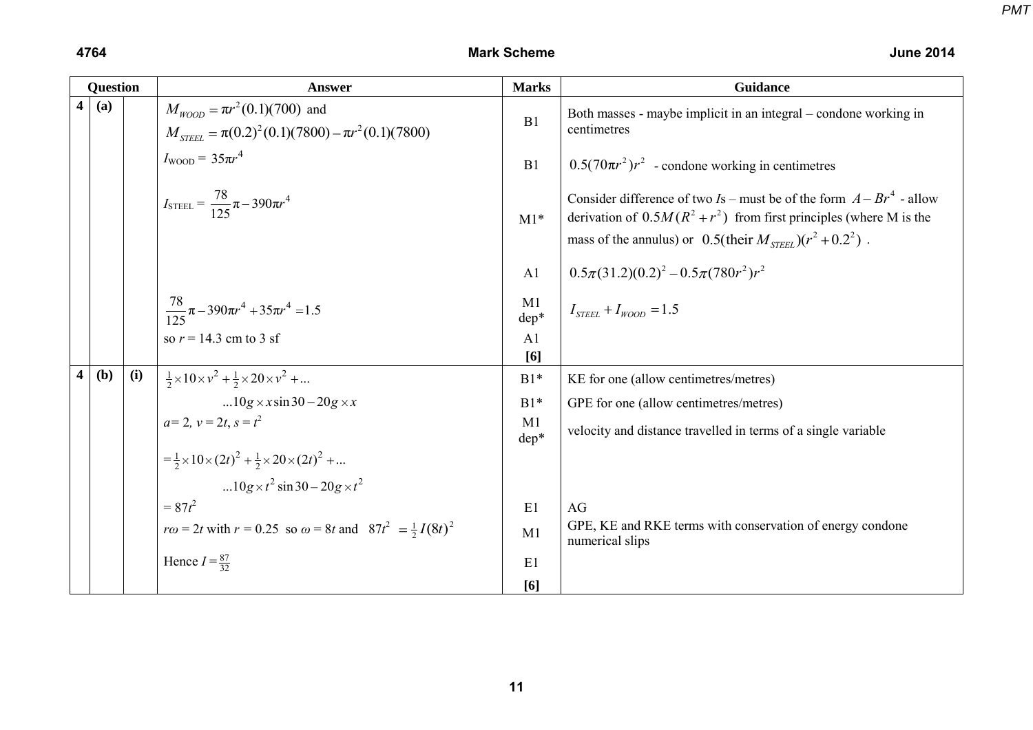| Question | | | Answer | Marks | Guidance |
|---|---|---|---|---|---|
| 4 | (a) | | $M_{WOOD} = \pi r^2(0.1)(700)$ and $M_{STEEL} = \pi(0.2)^2(0.1)(7800) - \pi r^2(0.1)(7800)$ | B1 | Both masses - maybe implicit in an integral – condone working in centimetres |
| | | | $I_{\text{WOOD}} = 35\pi r^4$ | B1 | $0.5(70\pi r^2)r^2$ - condone working in centimetres |
| | | | $I_{\text{STEEL}} = \frac{78}{125}\pi - 390\pi r^4$ | M1* | Consider difference of two $I$s – must be of the form $A - Br^4$ - allow derivation of $0.5M(R^2 + r^2)$ from first principles (where M is the mass of the annulus) or $0.5(\text{their } M_{STEEL})(r^2 + 0.2^2)$ . |
| | | | | A1 | $0.5\pi(31.2)(0.2)^2 - 0.5\pi(780r^2)r^2$ |
| | | | $\frac{78}{125}\pi - 390\pi r^4 + 35\pi r^4 = 1.5$ | M1 dep* | $I_{STEEL} + I_{WOOD} = 1.5$ |
| | | | so $r$ = 14.3 cm to 3 sf | A1 | |
| | | | | **[6]** | |
| 4 | (b) | (i) | $\frac{1}{2}\times 10\times v^2 + \frac{1}{2}\times 20\times v^2 + ...$ | B1* | KE for one (allow centimetres/metres) |
| | | | $...10g\times x\sin 30 - 20g\times x$ | B1* | GPE for one (allow centimetres/metres) |
| | | | $a = 2,\ v = 2t,\ s = t^2$ | M1 dep* | velocity and distance travelled in terms of a single variable |
| | | | $= \frac{1}{2}\times 10\times(2t)^2 + \frac{1}{2}\times 20\times(2t)^2 + ...$ $...10g\times t^2\sin 30 - 20g\times t^2$ | | |
| | | | $= 87t^2$ | E1 | AG |
| | | | $r\omega = 2t$ with $r = 0.25$ so $\omega = 8t$ and $87t^2 = \frac{1}{2}I(8t)^2$ | M1 | GPE, KE and RKE terms with conservation of energy condone numerical slips |
| | | | Hence $I = \frac{87}{32}$ | E1 | |
| | | | | **[6]** | |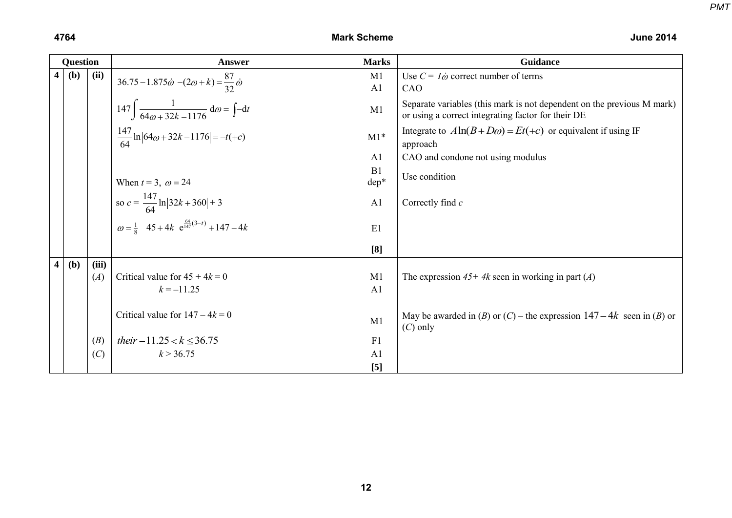| Question | | | Answer | Marks | Guidance |
|---|---|---|---|---|---|
| 4 | (b) | (ii) | $36.75 - 1.875\dot{\omega} - (2\omega + k) = \frac{87}{32}\dot{\omega}$ | M1<br>A1 | Use $C = I\dot{\omega}$ correct number of terms<br>CAO |
| | | | $147\int \frac{1}{64\omega + 32k - 1176}\, \mathrm{d}\omega = \int -\mathrm{d}t$ | M1 | Separate variables (this mark is not dependent on the previous M mark) or using a correct integrating factor for their DE |
| | | | $\frac{147}{64}\ln\lvert 64\omega + 32k - 1176 \rvert = -t(+c)$ | M1* | Integrate to $A\ln(B + D\omega) = Et(+c)$ or equivalent if using IF approach |
| | | | | A1 | CAO and condone not using modulus |
| | | | When $t = 3$, $\omega = 24$ | B1 dep* | Use condition |
| | | | so $c = \frac{147}{64}\ln\lvert 32k + 360 \rvert + 3$ | A1 | Correctly find $c$ |
| | | | $\omega = \frac{1}{8}\left[ (45 + 4k)\mathrm{e}^{\frac{64}{147}(3-t)} + 147 - 4k \right]$ | E1 | |
| | | | | **[8]** | |
| 4 | (b) | (iii) | | | |
| | | (*A*) | Critical value for $45 + 4k = 0$ | M1 | The expression $45 + 4k$ seen in working in part (*A*) |
| | | | $k = -11.25$ | A1 | |
| | | | Critical value for $147 - 4k = 0$ | M1 | May be awarded in (*B*) or (*C*) – the expression $147 - 4k$ seen in (*B*) or (*C*) only |
| | | (*B*) | *their* $-11.25 < k \leq 36.75$ | F1 | |
| | | (*C*) | $k > 36.75$ | A1 | |
| | | | | **[5]** | |